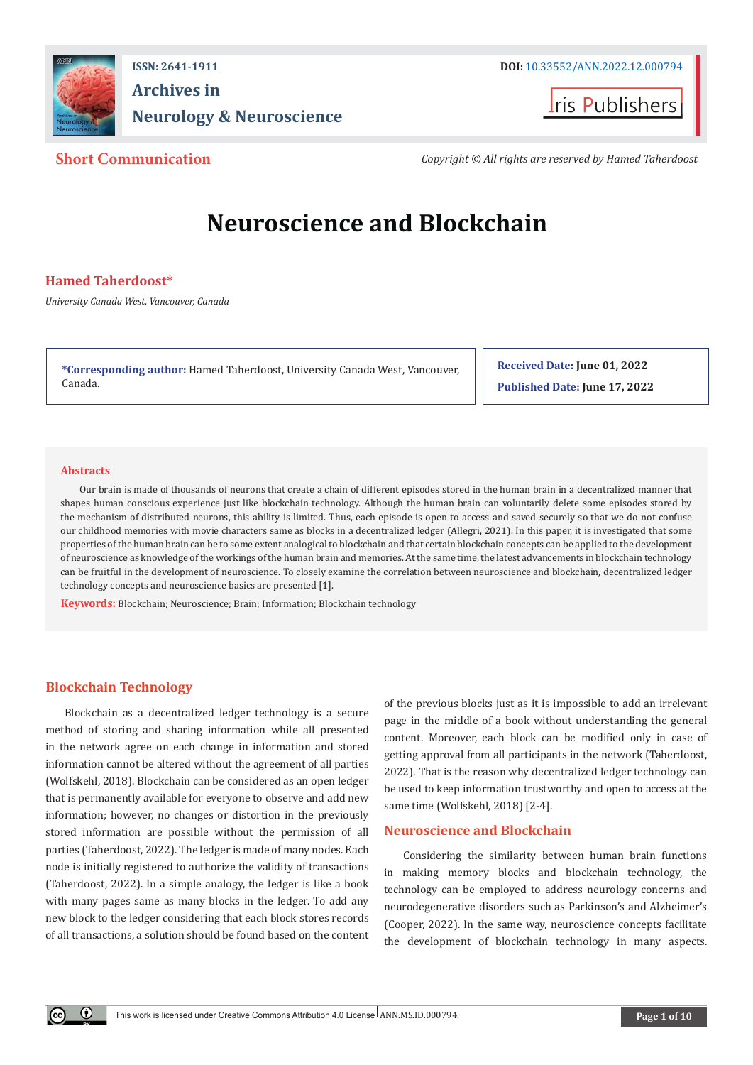ISSN: 2641-1911

DOI: 10.33552/ANN.2022.12.000794

# Archives in Neurology & Neuroscience

Iris Publishers

**Short Communication**

*Copyright © All rights are reserved by Hamed Taherdoost*

# Neuroscience and Blockchain

**Hamed Taherdoost***

*University Canada West, Vancouver, Canada*

**\*Corresponding author:** Hamed Taherdoost, University Canada West, Vancouver, Canada.

**Received Date: June 01, 2022**

**Published Date: June 17, 2022**

## Abstracts

Our brain is made of thousands of neurons that create a chain of different episodes stored in the human brain in a decentralized manner that shapes human conscious experience just like blockchain technology. Although the human brain can voluntarily delete some episodes stored by the mechanism of distributed neurons, this ability is limited. Thus, each episode is open to access and saved securely so that we do not confuse our childhood memories with movie characters same as blocks in a decentralized ledger (Allegri, 2021). In this paper, it is investigated that some properties of the human brain can be to some extent analogical to blockchain and that certain blockchain concepts can be applied to the development of neuroscience as knowledge of the workings of the human brain and memories. At the same time, the latest advancements in blockchain technology can be fruitful in the development of neuroscience. To closely examine the correlation between neuroscience and blockchain, decentralized ledger technology concepts and neuroscience basics are presented [1].

**Keywords:** Blockchain; Neuroscience; Brain; Information; Blockchain technology

## Blockchain Technology

Blockchain as a decentralized ledger technology is a secure method of storing and sharing information while all presented in the network agree on each change in information and stored information cannot be altered without the agreement of all parties (Wolfskehl, 2018). Blockchain can be considered as an open ledger that is permanently available for everyone to observe and add new information; however, no changes or distortion in the previously stored information are possible without the permission of all parties (Taherdoost, 2022). The ledger is made of many nodes. Each node is initially registered to authorize the validity of transactions (Taherdoost, 2022). In a simple analogy, the ledger is like a book with many pages same as many blocks in the ledger. To add any new block to the ledger considering that each block stores records of all transactions, a solution should be found based on the content of the previous blocks just as it is impossible to add an irrelevant page in the middle of a book without understanding the general content. Moreover, each block can be modified only in case of getting approval from all participants in the network (Taherdoost, 2022). That is the reason why decentralized ledger technology can be used to keep information trustworthy and open to access at the same time (Wolfskehl, 2018) [2-4].

## Neuroscience and Blockchain

Considering the similarity between human brain functions in making memory blocks and blockchain technology, the technology can be employed to address neurology concerns and neurodegenerative disorders such as Parkinson's and Alzheimer's (Cooper, 2022). In the same way, neuroscience concepts facilitate the development of blockchain technology in many aspects.

This work is licensed under Creative Commons Attribution 4.0 License ANN.MS.ID.000794.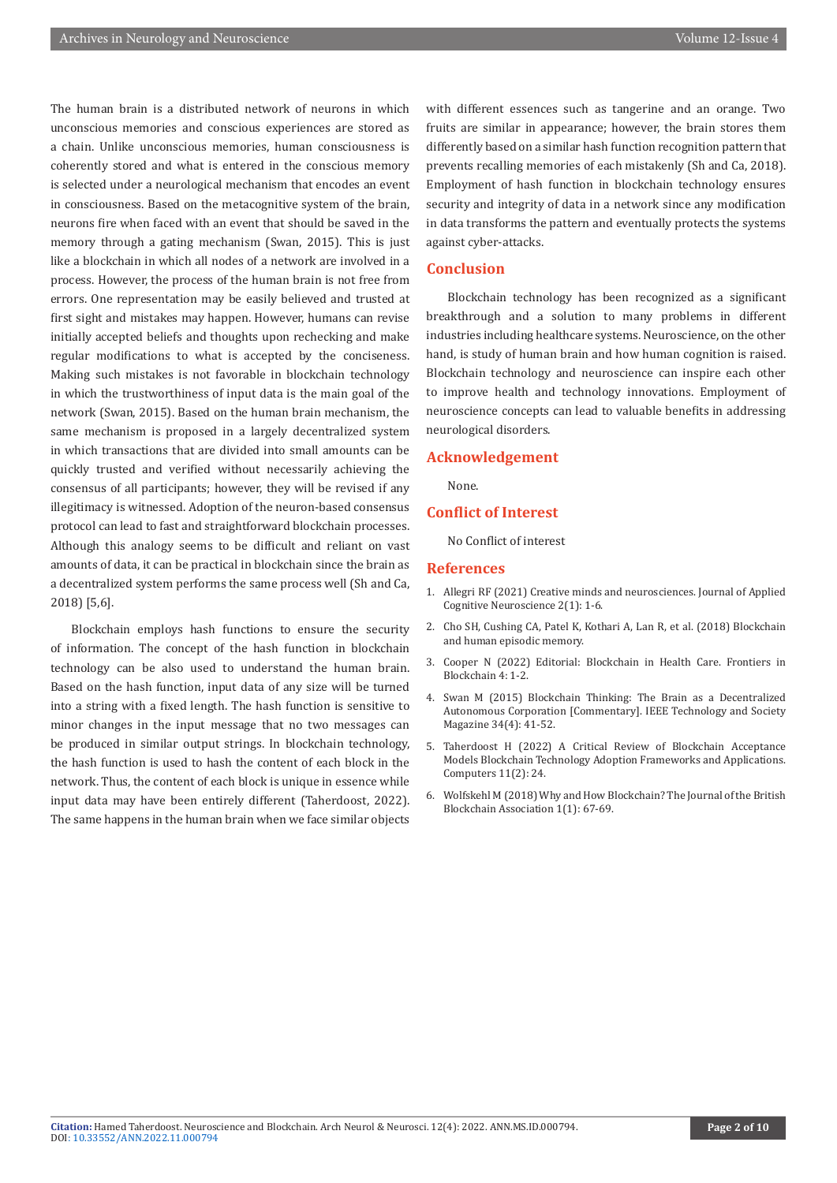The human brain is a distributed network of neurons in which unconscious memories and conscious experiences are stored as a chain. Unlike unconscious memories, human consciousness is coherently stored and what is entered in the conscious memory is selected under a neurological mechanism that encodes an event in consciousness. Based on the metacognitive system of the brain, neurons fire when faced with an event that should be saved in the memory through a gating mechanism (Swan, 2015). This is just like a blockchain in which all nodes of a network are involved in a process. However, the process of the human brain is not free from errors. One representation may be easily believed and trusted at first sight and mistakes may happen. However, humans can revise initially accepted beliefs and thoughts upon rechecking and make regular modifications to what is accepted by the conciseness. Making such mistakes is not favorable in blockchain technology in which the trustworthiness of input data is the main goal of the network (Swan, 2015). Based on the human brain mechanism, the same mechanism is proposed in a largely decentralized system in which transactions that are divided into small amounts can be quickly trusted and verified without necessarily achieving the consensus of all participants; however, they will be revised if any illegitimacy is witnessed. Adoption of the neuron-based consensus protocol can lead to fast and straightforward blockchain processes. Although this analogy seems to be difficult and reliant on vast amounts of data, it can be practical in blockchain since the brain as a decentralized system performs the same process well (Sh and Ca, 2018) [5,6].

Blockchain employs hash functions to ensure the security of information. The concept of the hash function in blockchain technology can be also used to understand the human brain. Based on the hash function, input data of any size will be turned into a string with a fixed length. The hash function is sensitive to minor changes in the input message that no two messages can be produced in similar output strings. In blockchain technology, the hash function is used to hash the content of each block in the network. Thus, the content of each block is unique in essence while input data may have been entirely different (Taherdoost, 2022). The same happens in the human brain when we face similar objects with different essences such as tangerine and an orange. Two fruits are similar in appearance; however, the brain stores them differently based on a similar hash function recognition pattern that prevents recalling memories of each mistakenly (Sh and Ca, 2018). Employment of hash function in blockchain technology ensures security and integrity of data in a network since any modification in data transforms the pattern and eventually protects the systems against cyber-attacks.

## Conclusion

Blockchain technology has been recognized as a significant breakthrough and a solution to many problems in different industries including healthcare systems. Neuroscience, on the other hand, is study of human brain and how human cognition is raised. Blockchain technology and neuroscience can inspire each other to improve health and technology innovations. Employment of neuroscience concepts can lead to valuable benefits in addressing neurological disorders.

## Acknowledgement

None.

## Conflict of Interest

No Conflict of interest

## References

1. Allegri RF (2021) Creative minds and neurosciences. Journal of Applied Cognitive Neuroscience 2(1): 1-6.
2. Cho SH, Cushing CA, Patel K, Kothari A, Lan R, et al. (2018) Blockchain and human episodic memory.
3. Cooper N (2022) Editorial: Blockchain in Health Care. Frontiers in Blockchain 4: 1-2.
4. Swan M (2015) Blockchain Thinking: The Brain as a Decentralized Autonomous Corporation [Commentary]. IEEE Technology and Society Magazine 34(4): 41-52.
5. Taherdoost H (2022) A Critical Review of Blockchain Acceptance Models Blockchain Technology Adoption Frameworks and Applications. Computers 11(2): 24.
6. Wolfskehl M (2018) Why and How Blockchain? The Journal of the British Blockchain Association 1(1): 67-69.